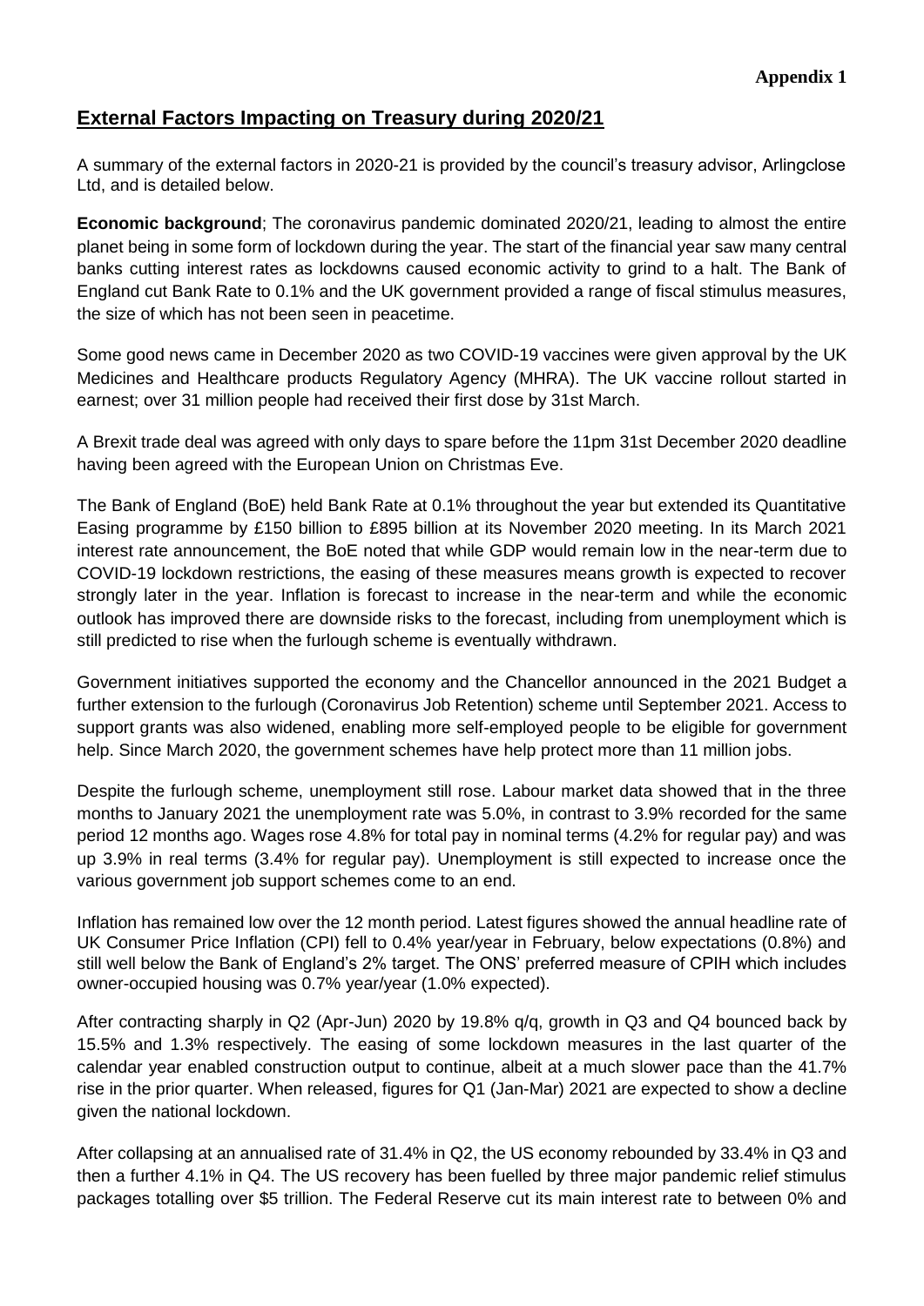**Appendix 1**

## External Factors Impacting on Treasury during 2020/21

A summary of the external factors in 2020-21 is provided by the council's treasury advisor, Arlingclose Ltd, and is detailed below.

**Economic background**; The coronavirus pandemic dominated 2020/21, leading to almost the entire planet being in some form of lockdown during the year. The start of the financial year saw many central banks cutting interest rates as lockdowns caused economic activity to grind to a halt. The Bank of England cut Bank Rate to 0.1% and the UK government provided a range of fiscal stimulus measures, the size of which has not been seen in peacetime.

Some good news came in December 2020 as two COVID-19 vaccines were given approval by the UK Medicines and Healthcare products Regulatory Agency (MHRA). The UK vaccine rollout started in earnest; over 31 million people had received their first dose by 31st March.

A Brexit trade deal was agreed with only days to spare before the 11pm 31st December 2020 deadline having been agreed with the European Union on Christmas Eve.

The Bank of England (BoE) held Bank Rate at 0.1% throughout the year but extended its Quantitative Easing programme by £150 billion to £895 billion at its November 2020 meeting. In its March 2021 interest rate announcement, the BoE noted that while GDP would remain low in the near-term due to COVID-19 lockdown restrictions, the easing of these measures means growth is expected to recover strongly later in the year. Inflation is forecast to increase in the near-term and while the economic outlook has improved there are downside risks to the forecast, including from unemployment which is still predicted to rise when the furlough scheme is eventually withdrawn.

Government initiatives supported the economy and the Chancellor announced in the 2021 Budget a further extension to the furlough (Coronavirus Job Retention) scheme until September 2021. Access to support grants was also widened, enabling more self-employed people to be eligible for government help. Since March 2020, the government schemes have help protect more than 11 million jobs.

Despite the furlough scheme, unemployment still rose. Labour market data showed that in the three months to January 2021 the unemployment rate was 5.0%, in contrast to 3.9% recorded for the same period 12 months ago. Wages rose 4.8% for total pay in nominal terms (4.2% for regular pay) and was up 3.9% in real terms (3.4% for regular pay). Unemployment is still expected to increase once the various government job support schemes come to an end.

Inflation has remained low over the 12 month period. Latest figures showed the annual headline rate of UK Consumer Price Inflation (CPI) fell to 0.4% year/year in February, below expectations (0.8%) and still well below the Bank of England's 2% target. The ONS' preferred measure of CPIH which includes owner-occupied housing was 0.7% year/year (1.0% expected).

After contracting sharply in Q2 (Apr-Jun) 2020 by 19.8% q/q, growth in Q3 and Q4 bounced back by 15.5% and 1.3% respectively. The easing of some lockdown measures in the last quarter of the calendar year enabled construction output to continue, albeit at a much slower pace than the 41.7% rise in the prior quarter. When released, figures for Q1 (Jan-Mar) 2021 are expected to show a decline given the national lockdown.

After collapsing at an annualised rate of 31.4% in Q2, the US economy rebounded by 33.4% in Q3 and then a further 4.1% in Q4. The US recovery has been fuelled by three major pandemic relief stimulus packages totalling over $5 trillion. The Federal Reserve cut its main interest rate to between 0% and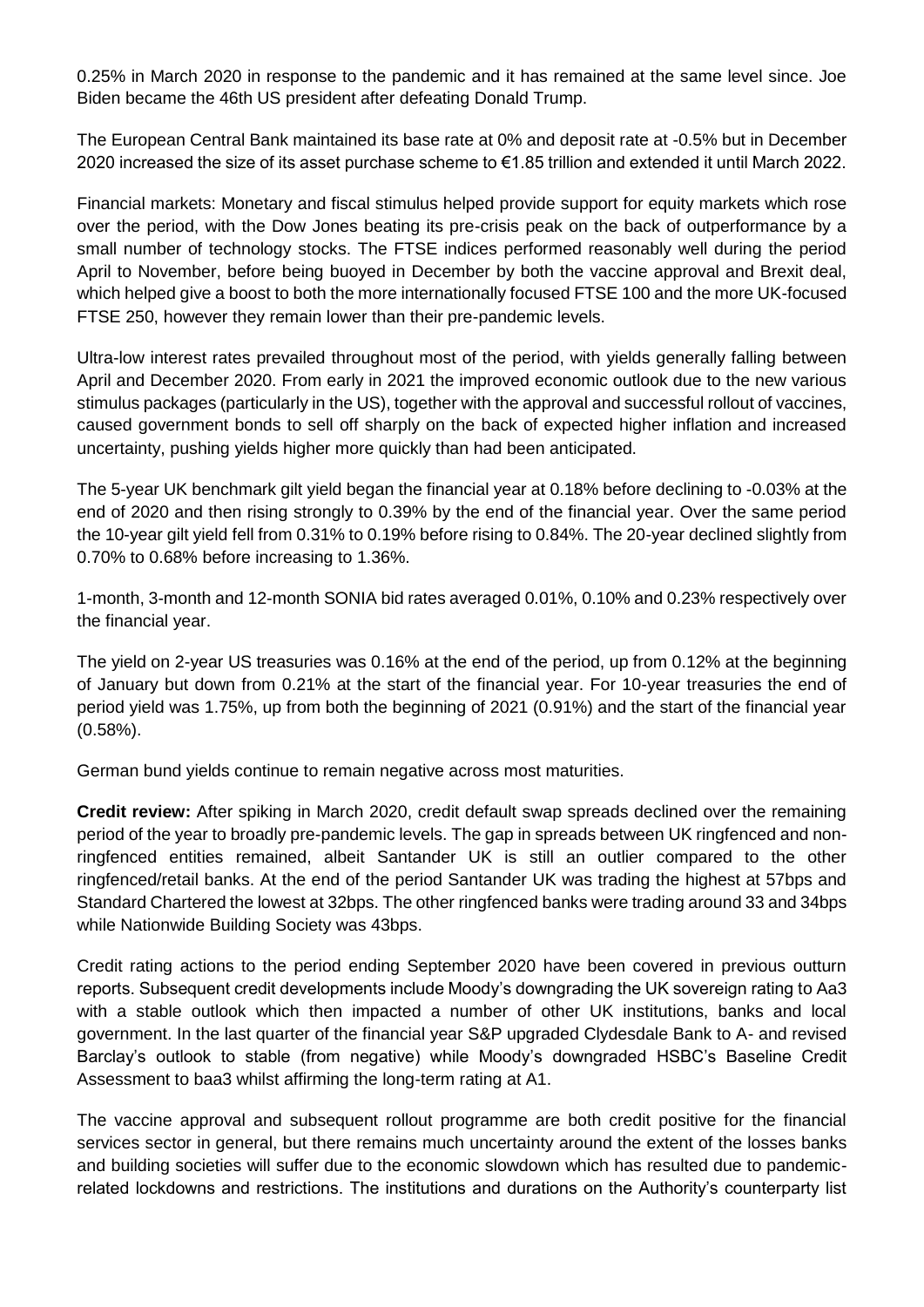0.25% in March 2020 in response to the pandemic and it has remained at the same level since. Joe Biden became the 46th US president after defeating Donald Trump.

The European Central Bank maintained its base rate at 0% and deposit rate at -0.5% but in December 2020 increased the size of its asset purchase scheme to €1.85 trillion and extended it until March 2022.

Financial markets: Monetary and fiscal stimulus helped provide support for equity markets which rose over the period, with the Dow Jones beating its pre-crisis peak on the back of outperformance by a small number of technology stocks. The FTSE indices performed reasonably well during the period April to November, before being buoyed in December by both the vaccine approval and Brexit deal, which helped give a boost to both the more internationally focused FTSE 100 and the more UK-focused FTSE 250, however they remain lower than their pre-pandemic levels.

Ultra-low interest rates prevailed throughout most of the period, with yields generally falling between April and December 2020. From early in 2021 the improved economic outlook due to the new various stimulus packages (particularly in the US), together with the approval and successful rollout of vaccines, caused government bonds to sell off sharply on the back of expected higher inflation and increased uncertainty, pushing yields higher more quickly than had been anticipated.

The 5-year UK benchmark gilt yield began the financial year at 0.18% before declining to -0.03% at the end of 2020 and then rising strongly to 0.39% by the end of the financial year. Over the same period the 10-year gilt yield fell from 0.31% to 0.19% before rising to 0.84%. The 20-year declined slightly from 0.70% to 0.68% before increasing to 1.36%.

1-month, 3-month and 12-month SONIA bid rates averaged 0.01%, 0.10% and 0.23% respectively over the financial year.

The yield on 2-year US treasuries was 0.16% at the end of the period, up from 0.12% at the beginning of January but down from 0.21% at the start of the financial year. For 10-year treasuries the end of period yield was 1.75%, up from both the beginning of 2021 (0.91%) and the start of the financial year (0.58%).

German bund yields continue to remain negative across most maturities.

**Credit review:** After spiking in March 2020, credit default swap spreads declined over the remaining period of the year to broadly pre-pandemic levels. The gap in spreads between UK ringfenced and non-ringfenced entities remained, albeit Santander UK is still an outlier compared to the other ringfenced/retail banks. At the end of the period Santander UK was trading the highest at 57bps and Standard Chartered the lowest at 32bps. The other ringfenced banks were trading around 33 and 34bps while Nationwide Building Society was 43bps.

Credit rating actions to the period ending September 2020 have been covered in previous outturn reports. Subsequent credit developments include Moody's downgrading the UK sovereign rating to Aa3 with a stable outlook which then impacted a number of other UK institutions, banks and local government. In the last quarter of the financial year S&P upgraded Clydesdale Bank to A- and revised Barclay's outlook to stable (from negative) while Moody's downgraded HSBC's Baseline Credit Assessment to baa3 whilst affirming the long-term rating at A1.

The vaccine approval and subsequent rollout programme are both credit positive for the financial services sector in general, but there remains much uncertainty around the extent of the losses banks and building societies will suffer due to the economic slowdown which has resulted due to pandemic-related lockdowns and restrictions. The institutions and durations on the Authority's counterparty list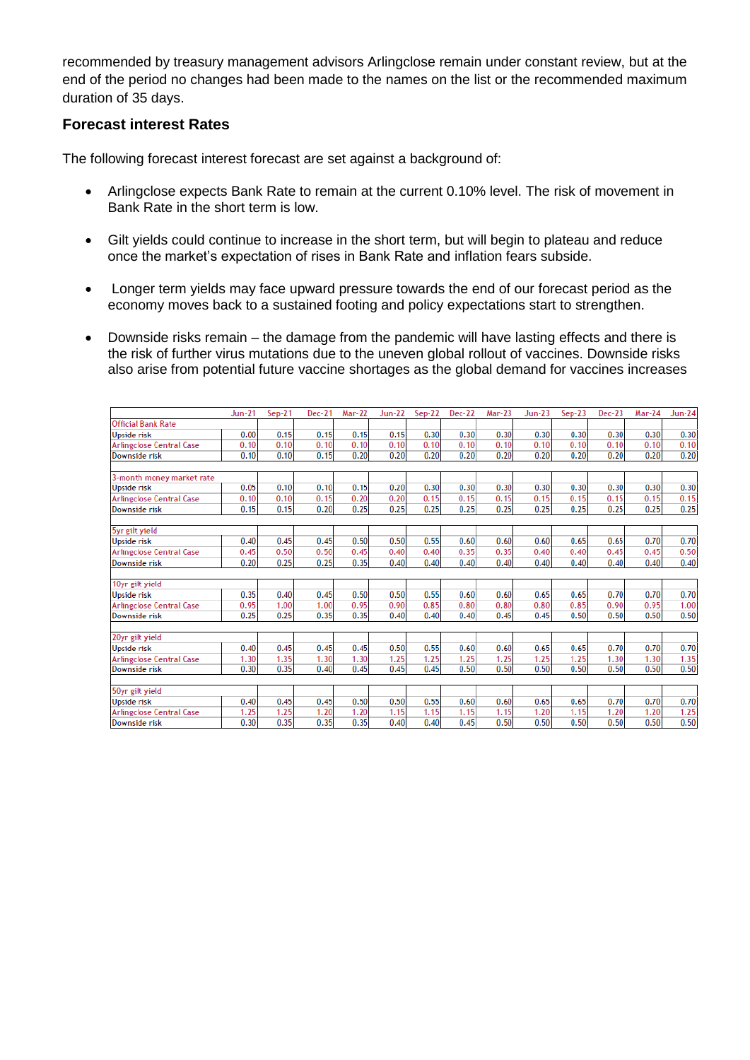recommended by treasury management advisors Arlingclose remain under constant review, but at the end of the period no changes had been made to the names on the list or the recommended maximum duration of 35 days.

### Forecast interest Rates

The following forecast interest forecast are set against a background of:

- Arlingclose expects Bank Rate to remain at the current 0.10% level. The risk of movement in Bank Rate in the short term is low.
- Gilt yields could continue to increase in the short term, but will begin to plateau and reduce once the market's expectation of rises in Bank Rate and inflation fears subside.
- Longer term yields may face upward pressure towards the end of our forecast period as the economy moves back to a sustained footing and policy expectations start to strengthen.
- Downside risks remain – the damage from the pandemic will have lasting effects and there is the risk of further virus mutations due to the uneven global rollout of vaccines. Downside risks also arise from potential future vaccine shortages as the global demand for vaccines increases

| | Jun-21 | Sep-21 | Dec-21 | Mar-22 | Jun-22 | Sep-22 | Dec-22 | Mar-23 | Jun-23 | Sep-23 | Dec-23 | Mar-24 | Jun-24 |
|---|---|---|---|---|---|---|---|---|---|---|---|---|---|
| **Official Bank Rate** | | | | | | | | | | | | | |
| Upside risk | 0.00 | 0.15 | 0.15 | 0.15 | 0.15 | 0.30 | 0.30 | 0.30 | 0.30 | 0.30 | 0.30 | 0.30 | 0.30 |
| Arlingclose Central Case | 0.10 | 0.10 | 0.10 | 0.10 | 0.10 | 0.10 | 0.10 | 0.10 | 0.10 | 0.10 | 0.10 | 0.10 | 0.10 |
| Downside risk | 0.10 | 0.10 | 0.15 | 0.20 | 0.20 | 0.20 | 0.20 | 0.20 | 0.20 | 0.20 | 0.20 | 0.20 | 0.20 |
| | | | | | | | | | | | | | |
| **3-month money market rate** | | | | | | | | | | | | | |
| Upside risk | 0.05 | 0.10 | 0.10 | 0.15 | 0.20 | 0.30 | 0.30 | 0.30 | 0.30 | 0.30 | 0.30 | 0.30 | 0.30 |
| Arlingclose Central Case | 0.10 | 0.10 | 0.15 | 0.20 | 0.20 | 0.15 | 0.15 | 0.15 | 0.15 | 0.15 | 0.15 | 0.15 | 0.15 |
| Downside risk | 0.15 | 0.15 | 0.20 | 0.25 | 0.25 | 0.25 | 0.25 | 0.25 | 0.25 | 0.25 | 0.25 | 0.25 | 0.25 |
| | | | | | | | | | | | | | |
| **5yr gilt yield** | | | | | | | | | | | | | |
| Upside risk | 0.40 | 0.45 | 0.45 | 0.50 | 0.50 | 0.55 | 0.60 | 0.60 | 0.60 | 0.65 | 0.65 | 0.70 | 0.70 |
| Arlingclose Central Case | 0.45 | 0.50 | 0.50 | 0.45 | 0.40 | 0.40 | 0.35 | 0.35 | 0.40 | 0.40 | 0.45 | 0.45 | 0.50 |
| Downside risk | 0.20 | 0.25 | 0.25 | 0.35 | 0.40 | 0.40 | 0.40 | 0.40 | 0.40 | 0.40 | 0.40 | 0.40 | 0.40 |
| | | | | | | | | | | | | | |
| **10yr gilt yield** | | | | | | | | | | | | | |
| Upside risk | 0.35 | 0.40 | 0.45 | 0.50 | 0.50 | 0.55 | 0.60 | 0.60 | 0.65 | 0.65 | 0.70 | 0.70 | 0.70 |
| Arlingclose Central Case | 0.95 | 1.00 | 1.00 | 0.95 | 0.90 | 0.85 | 0.80 | 0.80 | 0.80 | 0.85 | 0.90 | 0.95 | 1.00 |
| Downside risk | 0.25 | 0.25 | 0.35 | 0.35 | 0.40 | 0.40 | 0.40 | 0.45 | 0.45 | 0.50 | 0.50 | 0.50 | 0.50 |
| | | | | | | | | | | | | | |
| **20yr gilt yield** | | | | | | | | | | | | | |
| Upside risk | 0.40 | 0.45 | 0.45 | 0.45 | 0.50 | 0.55 | 0.60 | 0.60 | 0.65 | 0.65 | 0.70 | 0.70 | 0.70 |
| Arlingclose Central Case | 1.30 | 1.35 | 1.30 | 1.30 | 1.25 | 1.25 | 1.25 | 1.25 | 1.25 | 1.25 | 1.30 | 1.30 | 1.35 |
| Downside risk | 0.30 | 0.35 | 0.40 | 0.45 | 0.45 | 0.45 | 0.50 | 0.50 | 0.50 | 0.50 | 0.50 | 0.50 | 0.50 |
| | | | | | | | | | | | | | |
| **50yr gilt yield** | | | | | | | | | | | | | |
| Upside risk | 0.40 | 0.45 | 0.45 | 0.50 | 0.50 | 0.55 | 0.60 | 0.60 | 0.65 | 0.65 | 0.70 | 0.70 | 0.70 |
| Arlingclose Central Case | 1.25 | 1.25 | 1.20 | 1.20 | 1.15 | 1.15 | 1.15 | 1.15 | 1.20 | 1.15 | 1.20 | 1.20 | 1.25 |
| Downside risk | 0.30 | 0.35 | 0.35 | 0.35 | 0.40 | 0.40 | 0.45 | 0.50 | 0.50 | 0.50 | 0.50 | 0.50 | 0.50 |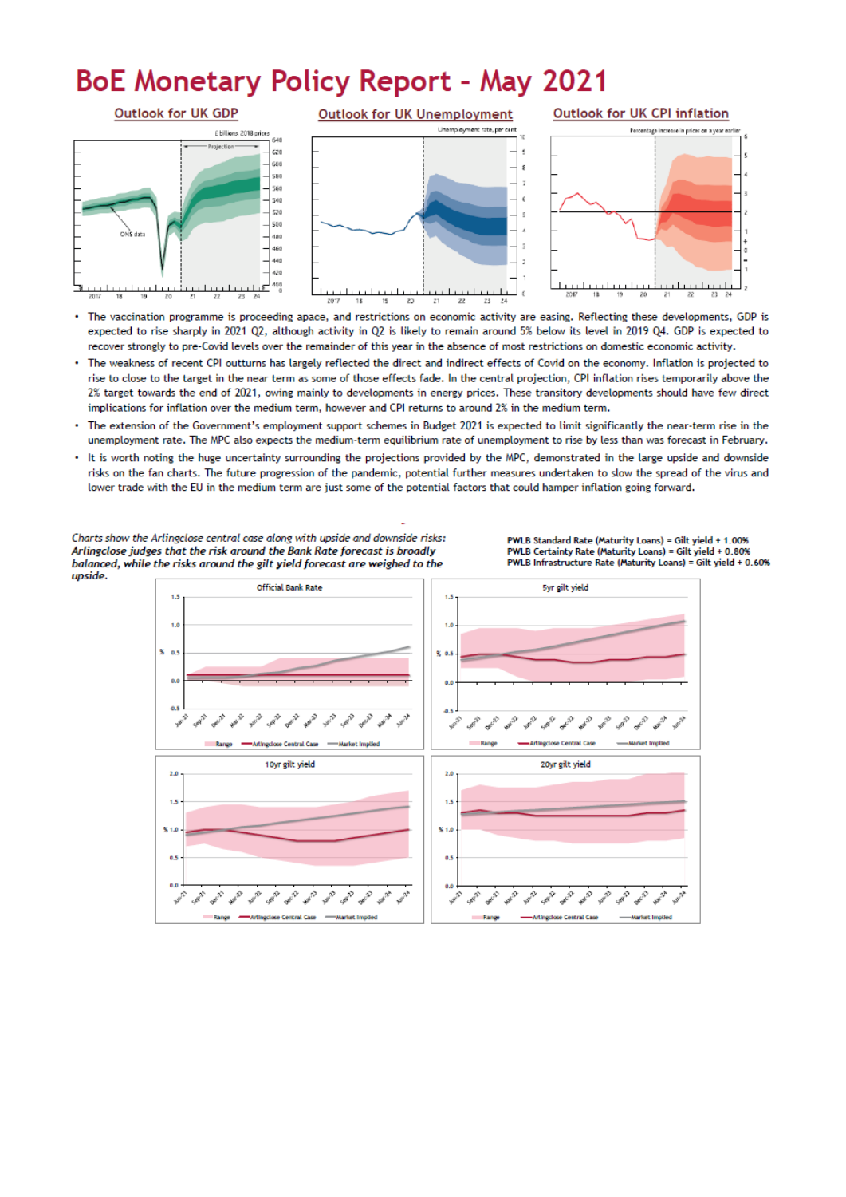# BoE Monetary Policy Report – May 2021

Outlook for UK GDP

£ billions 2018 prices

Projection

ONS data

640 620 600 580 560 540 520 500 480 460 440 420 400 0

2017 18 19 20 21 22 23 24

Outlook for UK Unemployment

Unemployment rate, per cent

10 9 8 7 6 5 4 3 2 1 0

2017 18 19 20 21 22 23 24

Outlook for UK CPI inflation

Percentage increase in prices on a year earlier

6 5 4 3 2 1 + 0 − 1 2

2017 18 19 20 21 22 23 24

- The vaccination programme is proceeding apace, and restrictions on economic activity are easing. Reflecting these developments, GDP is expected to rise sharply in 2021 Q2, although activity in Q2 is likely to remain around 5% below its level in 2019 Q4. GDP is expected to recover strongly to pre-Covid levels over the remainder of this year in the absence of most restrictions on domestic economic activity.
- The weakness of recent CPI outturns has largely reflected the direct and indirect effects of Covid on the economy. Inflation is projected to rise to close to the target in the near term as some of those effects fade. In the central projection, CPI inflation rises temporarily above the 2% target towards the end of 2021, owing mainly to developments in energy prices. These transitory developments should have few direct implications for inflation over the medium term, however and CPI returns to around 2% in the medium term.
- The extension of the Government's employment support schemes in Budget 2021 is expected to limit significantly the near-term rise in the unemployment rate. The MPC also expects the medium-term equilibrium rate of unemployment to rise by less than was forecast in February.
- It is worth noting the huge uncertainty surrounding the projections provided by the MPC, demonstrated in the large upside and downside risks on the fan charts. The future progression of the pandemic, potential further measures undertaken to slow the spread of the virus and lower trade with the EU in the medium term are just some of the potential factors that could hamper inflation going forward.

*Charts show the Arlingclose central case along with upside and downside risks:* ***Arlingclose judges that the risk around the Bank Rate forecast is broadly balanced, while the risks around the gilt yield forecast are weighed to the upside.***

**PWLB Standard Rate (Maturity Loans) = Gilt yield + 1.00%**
**PWLB Certainty Rate (Maturity Loans) = Gilt yield + 0.80%**
**PWLB Infrastructure Rate (Maturity Loans) = Gilt yield + 0.60%**

Official Bank Rate

% 1.5 1.0 0.5 0.0 -0.5

Jun-21 Sep-21 Dec-21 Mar-22 Jun-22 Sep-22 Dec-22 Mar-23 Jun-23 Sep-23 Dec-23 Mar-24 Jun-24

Range — Arlingclose Central Case — Market Implied

5yr gilt yield

% 1.5 1.0 0.5 0.0 -0.5

Jun-21 Sep-21 Dec-21 Mar-22 Jun-22 Sep-22 Dec-22 Mar-23 Jun-23 Sep-23 Dec-23 Mar-24 Jun-24

Range — Arlingclose Central Case — Market Implied

10yr gilt yield

% 2.0 1.5 1.0 0.5 0.0

Jun-21 Sep-21 Dec-21 Mar-22 Jun-22 Sep-22 Dec-22 Mar-23 Jun-23 Sep-23 Dec-23 Mar-24 Jun-24

Range — Arlingclose Central Case — Market Implied

20yr gilt yield

% 2.0 1.5 1.0 0.5 0.0

Jun-21 Sep-21 Dec-21 Mar-22 Jun-22 Sep-22 Dec-22 Mar-23 Jun-23 Sep-23 Dec-23 Mar-24 Jun-24

Range — Arlingclose Central Case — Market Implied